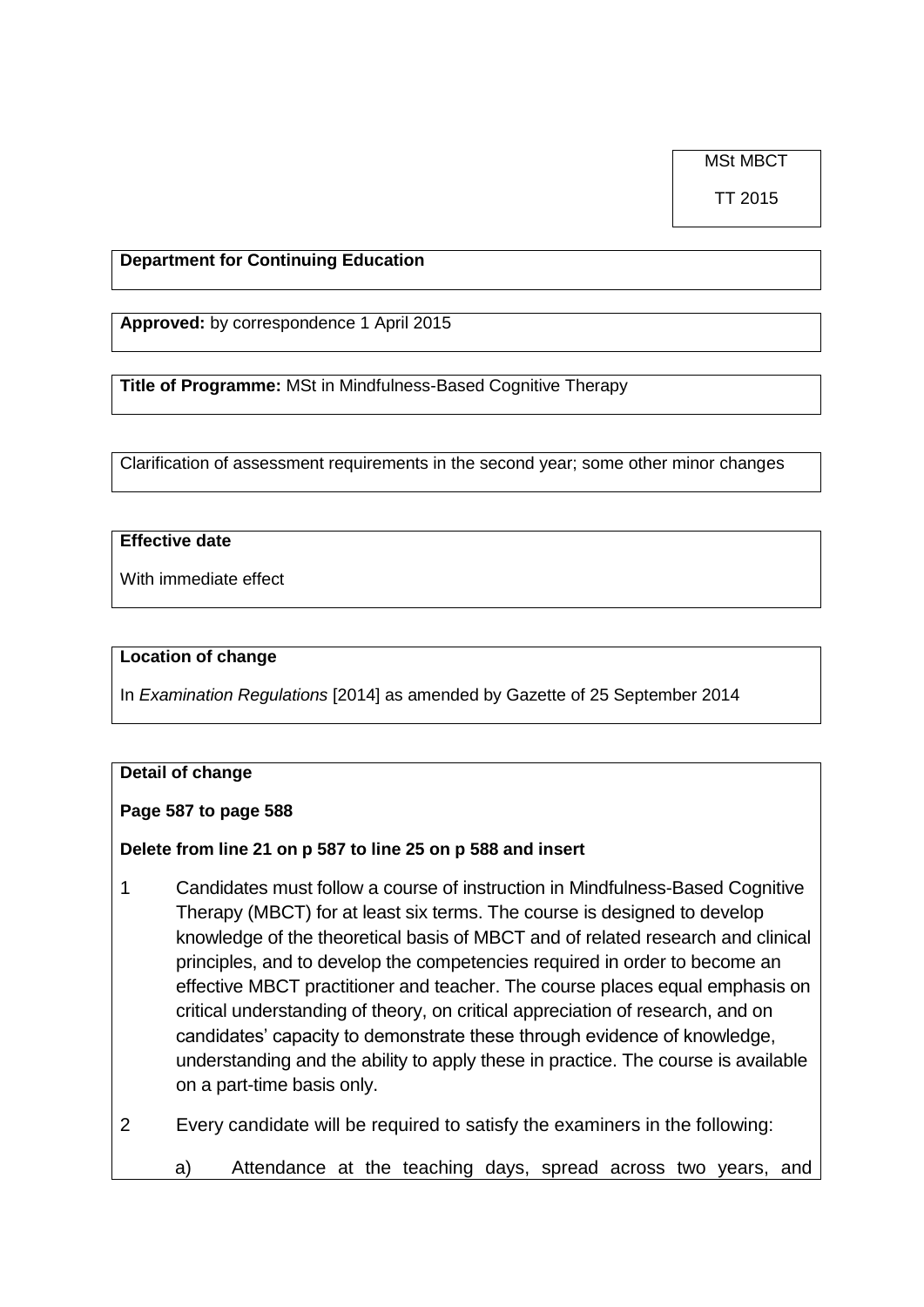MSt MBCT

TT 2015

**Department for Continuing Education**

**Approved:** by correspondence 1 April 2015

**Title of Programme:** MSt in Mindfulness-Based Cognitive Therapy

Clarification of assessment requirements in the second year; some other minor changes

**Effective date**

With immediate effect

**Location of change**

In *Examination Regulations* [2014] as amended by Gazette of 25 September 2014

**Detail of change**

**Page 587 to page 588**

**Delete from line 21 on p 587 to line 25 on p 588 and insert**

1 Candidates must follow a course of instruction in Mindfulness-Based Cognitive Therapy (MBCT) for at least six terms. The course is designed to develop knowledge of the theoretical basis of MBCT and of related research and clinical principles, and to develop the competencies required in order to become an effective MBCT practitioner and teacher. The course places equal emphasis on critical understanding of theory, on critical appreciation of research, and on candidates' capacity to demonstrate these through evidence of knowledge, understanding and the ability to apply these in practice. The course is available on a part-time basis only.

2 Every candidate will be required to satisfy the examiners in the following:

a) Attendance at the teaching days, spread across two years, and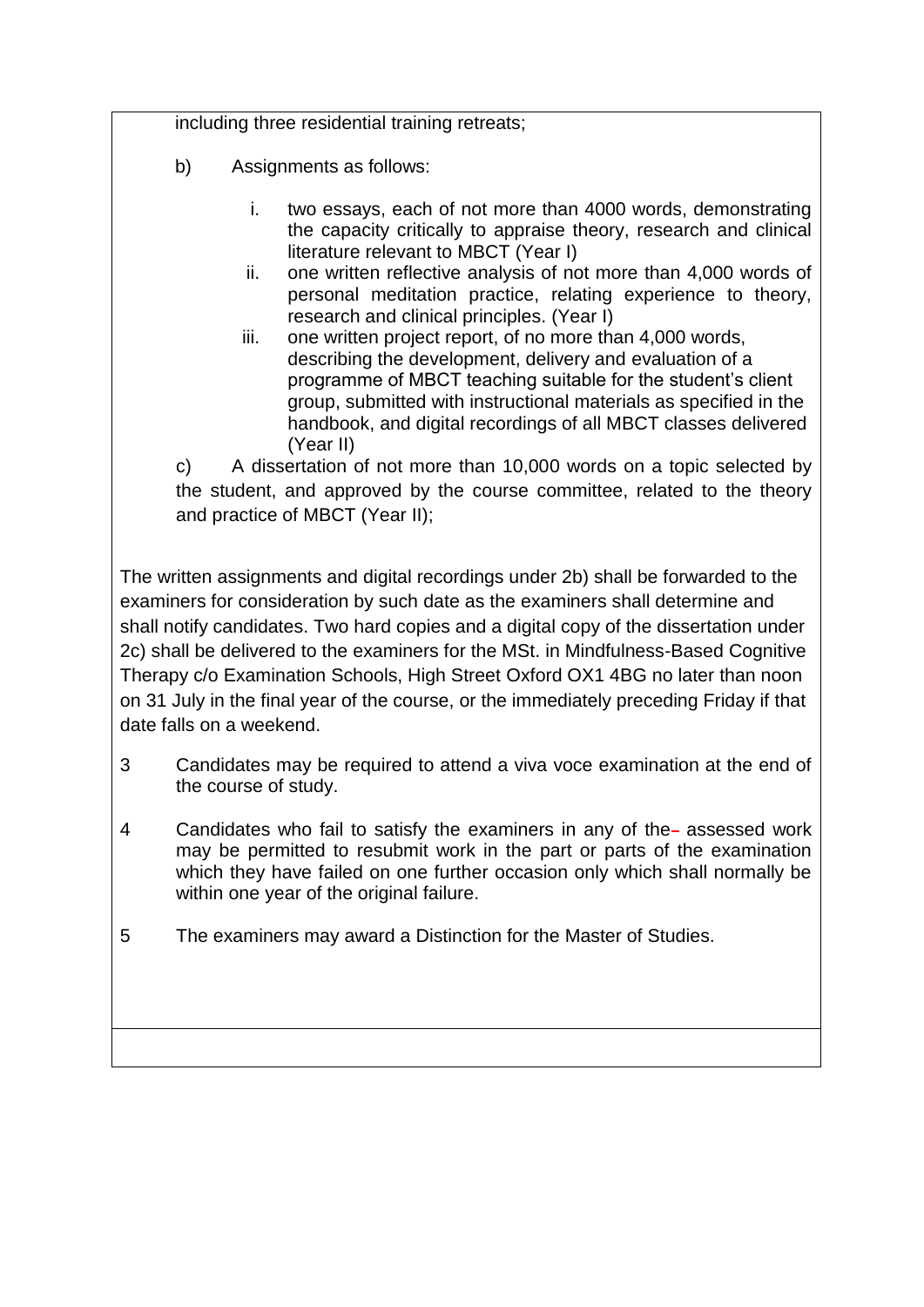including three residential training retreats;

b) Assignments as follows:

i. two essays, each of not more than 4000 words, demonstrating the capacity critically to appraise theory, research and clinical literature relevant to MBCT (Year I)

ii. one written reflective analysis of not more than 4,000 words of personal meditation practice, relating experience to theory, research and clinical principles. (Year I)

iii. one written project report, of no more than 4,000 words, describing the development, delivery and evaluation of a programme of MBCT teaching suitable for the student's client group, submitted with instructional materials as specified in the handbook, and digital recordings of all MBCT classes delivered (Year II)

c) A dissertation of not more than 10,000 words on a topic selected by the student, and approved by the course committee, related to the theory and practice of MBCT (Year II);

The written assignments and digital recordings under 2b) shall be forwarded to the examiners for consideration by such date as the examiners shall determine and shall notify candidates. Two hard copies and a digital copy of the dissertation under 2c) shall be delivered to the examiners for the MSt. in Mindfulness-Based Cognitive Therapy c/o Examination Schools, High Street Oxford OX1 4BG no later than noon on 31 July in the final year of the course, or the immediately preceding Friday if that date falls on a weekend.

3 Candidates may be required to attend a viva voce examination at the end of the course of study.

4 Candidates who fail to satisfy the examiners in any of the assessed work may be permitted to resubmit work in the part or parts of the examination which they have failed on one further occasion only which shall normally be within one year of the original failure.

5 The examiners may award a Distinction for the Master of Studies.